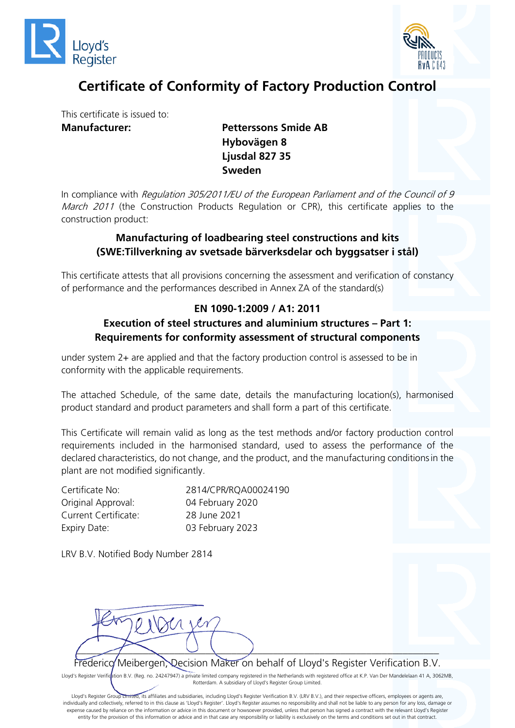# Certificate of Conformity of Factory Production Control

This certificate is issued to:

**Manufacturer:** **Petterssons Smide AB**
**Hybovägen 8**
**Ljusdal 827 35**
**Sweden**

In compliance with *Regulation 305/2011/EU of the European Parliament and of the Council of 9 March 2011* (the Construction Products Regulation or CPR), this certificate applies to the construction product:

**Manufacturing of loadbearing steel constructions and kits**
**(SWE:Tillverkning av svetsade bärverksdelar och byggsatser i stål)**

This certificate attests that all provisions concerning the assessment and verification of constancy of performance and the performances described in Annex ZA of the standard(s)

**EN 1090-1:2009 / A1: 2011**
**Execution of steel structures and aluminium structures – Part 1: Requirements for conformity assessment of structural components**

under system 2+ are applied and that the factory production control is assessed to be in conformity with the applicable requirements.

The attached Schedule, of the same date, details the manufacturing location(s), harmonised product standard and product parameters and shall form a part of this certificate.

This Certificate will remain valid as long as the test methods and/or factory production control requirements included in the harmonised standard, used to assess the performance of the declared characteristics, do not change, and the product, and the manufacturing conditions in the plant are not modified significantly.

| | |
|---|---|
| Certificate No: | 2814/CPR/RQA00024190 |
| Original Approval: | 04 February 2020 |
| Current Certificate: | 28 June 2021 |
| Expiry Date: | 03 February 2023 |

LRV B.V. Notified Body Number 2814

Frederico Meibergen, Decision Maker on behalf of Lloyd's Register Verification B.V.

Lloyd's Register Verification B.V. (Reg. no. 24247947) a private limited company registered in the Netherlands with registered office at K.P. Van Der Mandelelaan 41 A, 3062MB, Rotterdam. A subsidiary of Lloyd's Register Group Limited.

Lloyd's Register Group Limited, its affiliates and subsidiaries, including Lloyd's Register Verification B.V. (LRV B.V.), and their respective officers, employees or agents are, individually and collectively, referred to in this clause as 'Lloyd's Register'. Lloyd's Register assumes no responsibility and shall not be liable to any person for any loss, damage or expense caused by reliance on the information or advice in this document or howsoever provided, unless that person has signed a contract with the relevant Lloyd's Register entity for the provision of this information or advice and in that case any responsibility or liability is exclusively on the terms and conditions set out in that contract.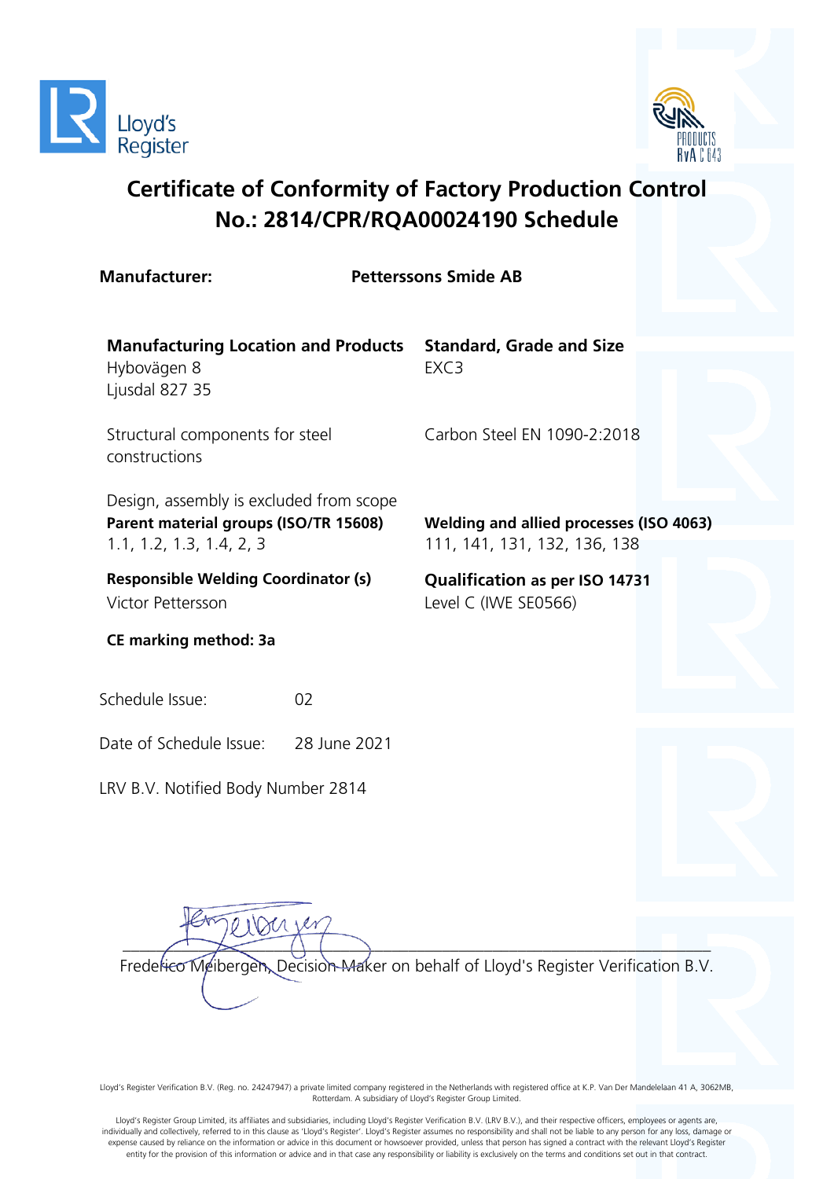# Certificate of Conformity of Factory Production Control No.: 2814/CPR/RQA00024190 Schedule

**Manufacturer:** **Petterssons Smide AB**

| **Manufacturing Location and Products** | **Standard, Grade and Size** |
|---|---|
| Hybovägen 8<br>Ljusdal 827 35 | EXC3 |
| Structural components for steel constructions | Carbon Steel EN 1090-2:2018 |
| Design, assembly is excluded from scope | |
| **Parent material groups (ISO/TR 15608)**<br>1.1, 1.2, 1.3, 1.4, 2, 3 | **Welding and allied processes (ISO 4063)**<br>111, 141, 131, 132, 136, 138 |
| **Responsible Welding Coordinator (s)**<br>Victor Pettersson | **Qualification as per ISO 14731**<br>Level C (IWE SE0566) |

**CE marking method: 3a**

Schedule Issue: 02

Date of Schedule Issue: 28 June 2021

LRV B.V. Notified Body Number 2814

Frederico Meibergen, Decision Maker on behalf of Lloyd's Register Verification B.V.

Lloyd's Register Verification B.V. (Reg. no. 24247947) a private limited company registered in the Netherlands with registered office at K.P. Van Der Mandelelaan 41 A, 3062MB, Rotterdam. A subsidiary of Lloyd's Register Group Limited.

Lloyd's Register Group Limited, its affiliates and subsidiaries, including Lloyd's Register Verification B.V. (LRV B.V.), and their respective officers, employees or agents are, individually and collectively, referred to in this clause as 'Lloyd's Register'. Lloyd's Register assumes no responsibility and shall not be liable to any person for any loss, damage or expense caused by reliance on the information or advice in this document or howsoever provided, unless that person has signed a contract with the relevant Lloyd's Register entity for the provision of this information or advice and in that case any responsibility or liability is exclusively on the terms and conditions set out in that contract.